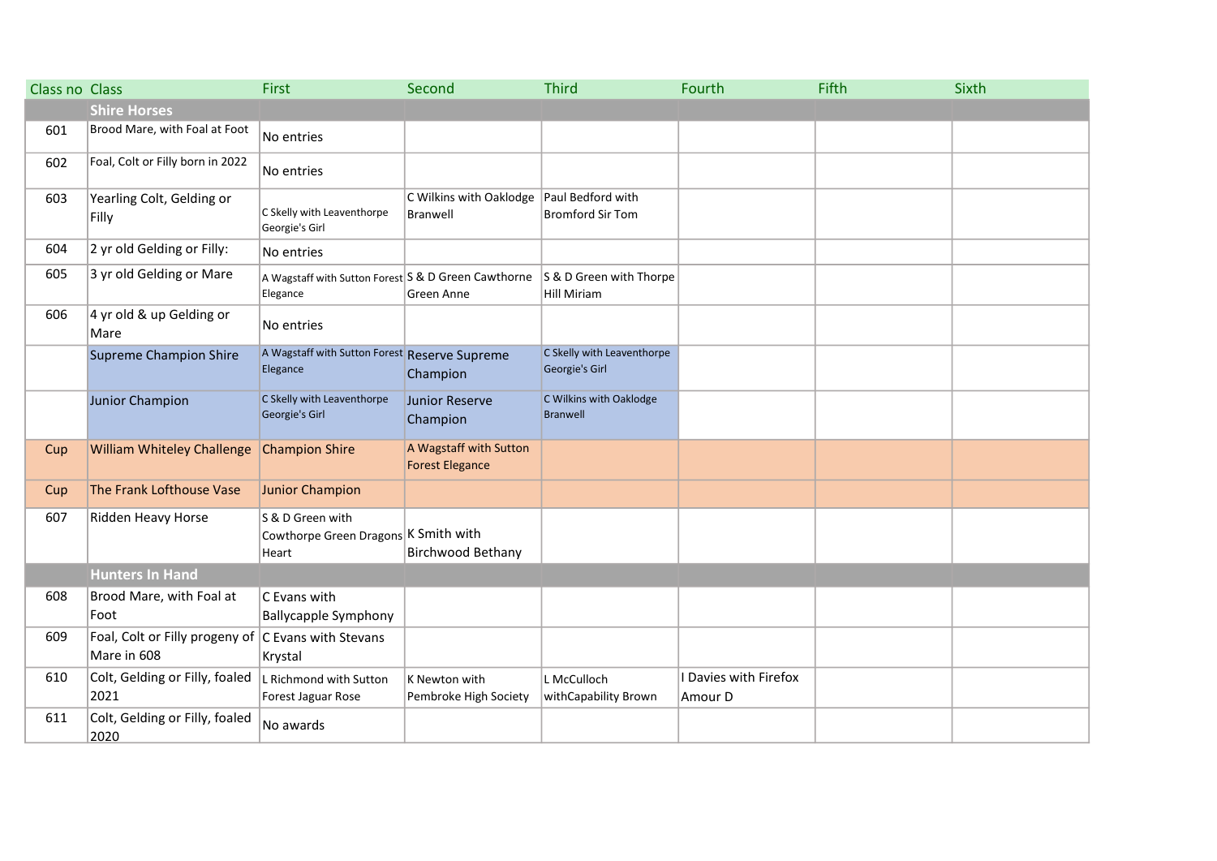| Class no | Class | First | Second | Third | Fourth | Fifth | Sixth |
|---|---|---|---|---|---|---|---|
| | **Shire Horses** | | | | | | |
| 601 | Brood Mare, with Foal at Foot | No entries | | | | | |
| 602 | Foal, Colt or Filly born in 2022 | No entries | | | | | |
| 603 | Yearling Colt, Gelding or Filly | C Skelly with Leaventhorpe Georgie's Girl | C Wilkins with Oaklodge Branwell | Paul Bedford with Bromford Sir Tom | | | |
| 604 | 2 yr old Gelding or Filly: | No entries | | | | | |
| 605 | 3 yr old Gelding or Mare | A Wagstaff with Sutton Forest Elegance | S & D Green Cawthorne Green Anne | S & D Green with Thorpe Hill Miriam | | | |
| 606 | 4 yr old & up Gelding or Mare | No entries | | | | | |
| | Supreme Champion Shire | A Wagstaff with Sutton Forest Elegance | Reserve Supreme Champion | C Skelly with Leaventhorpe Georgie's Girl | | | |
| | Junior Champion | C Skelly with Leaventhorpe Georgie's Girl | Junior Reserve Champion | C Wilkins with Oaklodge Branwell | | | |
| Cup | William Whiteley Challenge | Champion Shire | A Wagstaff with Sutton Forest Elegance | | | | |
| Cup | The Frank Lofthouse Vase | Junior Champion | | | | | |
| 607 | Ridden Heavy Horse | S & D Green with Cowthorpe Green Dragons Heart | K Smith with Birchwood Bethany | | | | |
| | **Hunters In Hand** | | | | | | |
| 608 | Brood Mare, with Foal at Foot | C Evans with Ballycapple Symphony | | | | | |
| 609 | Foal, Colt or Filly progeny of Mare in 608 | C Evans with Stevans Krystal | | | | | |
| 610 | Colt, Gelding or Filly, foaled 2021 | L Richmond with Sutton Forest Jaguar Rose | K Newton with Pembroke High Society | L McCulloch withCapability Brown | I Davies with Firefox Amour D | | |
| 611 | Colt, Gelding or Filly, foaled 2020 | No awards | | | | | |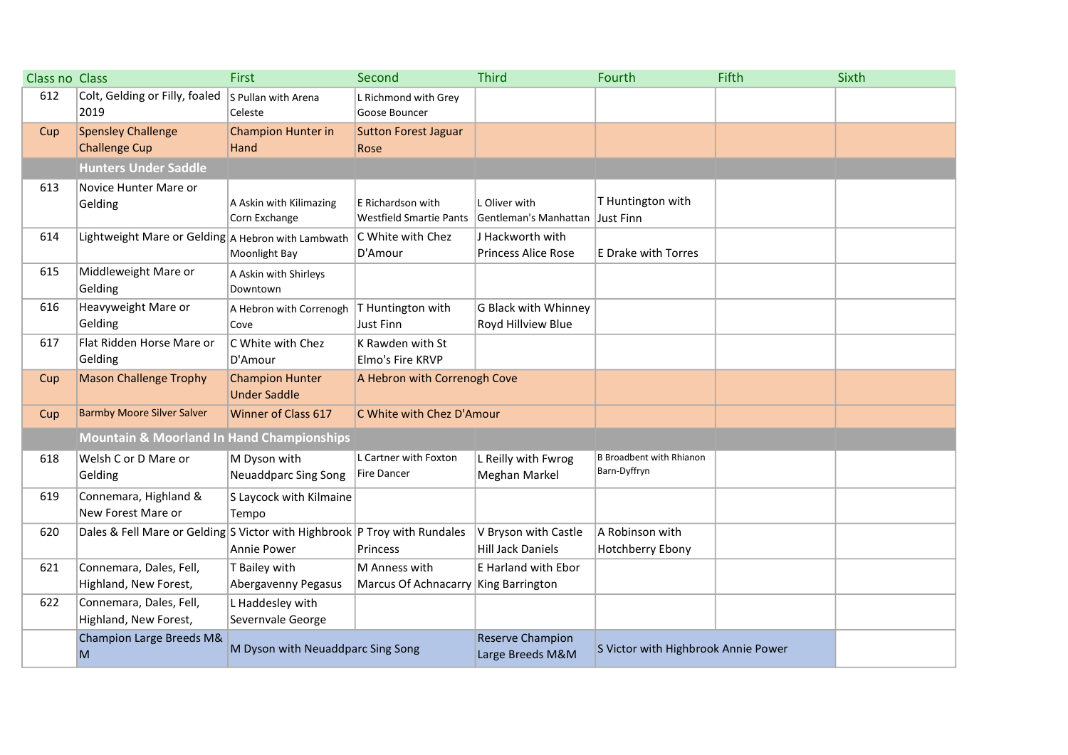| Class no | Class | First | Second | Third | Fourth | Fifth | Sixth |
|---|---|---|---|---|---|---|---|
| 612 | Colt, Gelding or Filly, foaled 2019 | S Pullan with Arena Celeste | L Richmond with Grey Goose Bouncer | | | | |
| Cup | Spensley Challenge Challenge Cup | Champion Hunter in Hand | Sutton Forest Jaguar Rose | | | | |
| | **Hunters Under Saddle** | | | | | | |
| 613 | Novice Hunter Mare or Gelding | A Askin with Kilimazing Corn Exchange | E Richardson with Westfield Smartie Pants | L Oliver with Gentleman's Manhattan | T Huntington with Just Finn | | |
| 614 | Lightweight Mare or Gelding | A Hebron with Lambwath Moonlight Bay | C White with Chez D'Amour | J Hackworth with Princess Alice Rose | E Drake with Torres | | |
| 615 | Middleweight Mare or Gelding | A Askin with Shirleys Downtown | | | | | |
| 616 | Heavyweight Mare or Gelding | A Hebron with Correnogh Cove | T Huntington with Just Finn | G Black with Whinney Royd Hillview Blue | | | |
| 617 | Flat Ridden Horse Mare or Gelding | C White with Chez D'Amour | K Rawden with St Elmo's Fire KRVP | | | | |
| Cup | Mason Challenge Trophy | Champion Hunter Under Saddle | A Hebron with Correnogh Cove | | | | |
| Cup | Barmby Moore Silver Salver | Winner of Class 617 | C White with Chez D'Amour | | | | |
| | **Mountain & Moorland In Hand Championships** | | | | | | |
| 618 | Welsh C or D Mare or Gelding | M Dyson with Neuaddparc Sing Song | L Cartner with Foxton Fire Dancer | L Reilly with Fwrog Meghan Markel | B Broadbent with Rhianon Barn-Dyffryn | | |
| 619 | Connemara, Highland & New Forest Mare or | S Laycock with Kilmaine Tempo | | | | | |
| 620 | Dales & Fell Mare or Gelding | S Victor with Highbrook Annie Power | P Troy with Rundales Princess | V Bryson with Castle Hill Jack Daniels | A Robinson with Hotchberry Ebony | | |
| 621 | Connemara, Dales, Fell, Highland, New Forest, | T Bailey with Abergavenny Pegasus | M Anness with Marcus Of Achnacarry | E Harland with Ebor King Barrington | | | |
| 622 | Connemara, Dales, Fell, Highland, New Forest, | L Haddesley with Severnvale George | | | | | |
| | Champion Large Breeds M&M | M Dyson with Neuaddparc Sing Song | | Reserve Champion Large Breeds M&M | S Victor with Highbrook Annie Power | | |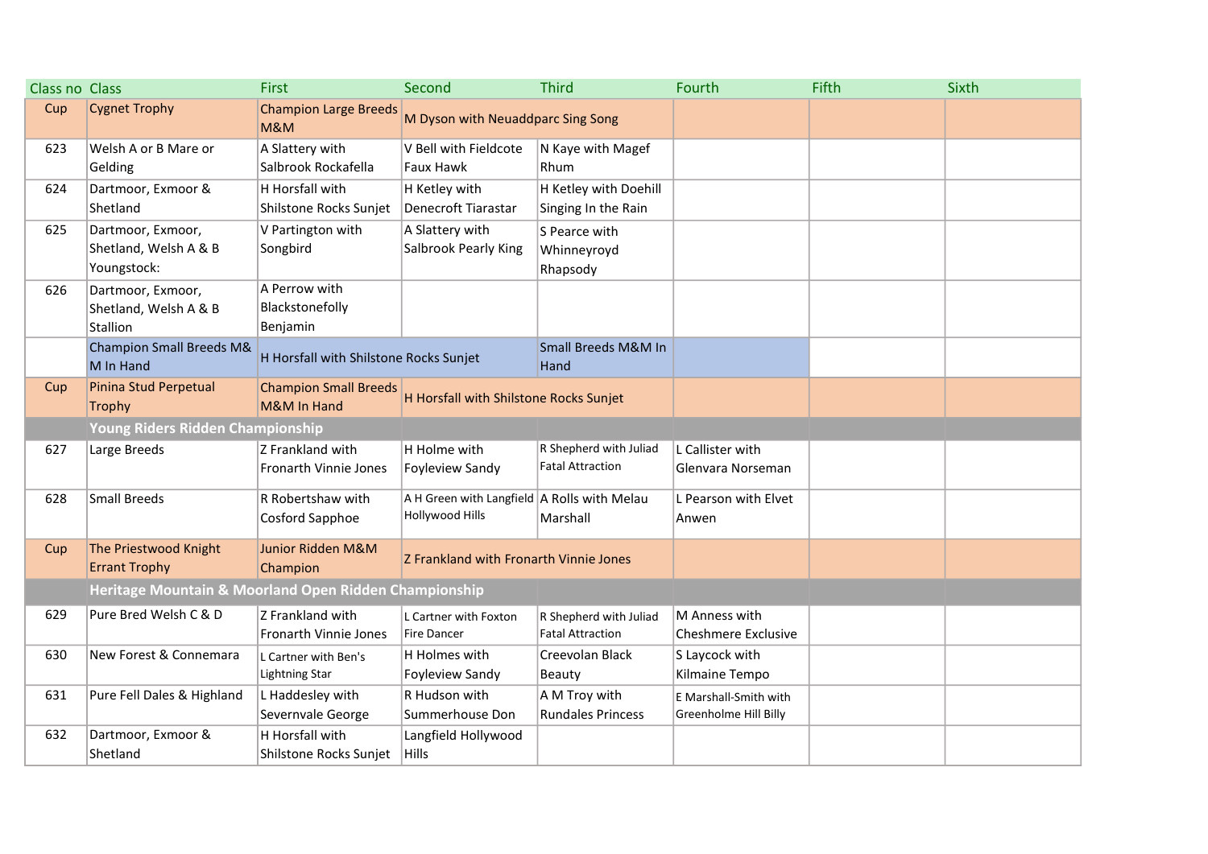| Class no | Class | First | Second | Third | Fourth | Fifth | Sixth |
|---|---|---|---|---|---|---|---|
| Cup | Cygnet Trophy | Champion Large Breeds M&M | M Dyson with Neuaddparc Sing Song | | | | |
| 623 | Welsh A or B Mare or Gelding | A Slattery with Salbrook Rockafella | V Bell with Fieldcote Faux Hawk | N Kaye with Magef Rhum | | | |
| 624 | Dartmoor, Exmoor & Shetland | H Horsfall with Shilstone Rocks Sunjet | H Ketley with Denecroft Tiarastar | H Ketley with Doehill Singing In the Rain | | | |
| 625 | Dartmoor, Exmoor, Shetland, Welsh A & B Youngstock: | V Partington with Songbird | A Slattery with Salbrook Pearly King | S Pearce with Whinneyroyd Rhapsody | | | |
| 626 | Dartmoor, Exmoor, Shetland, Welsh A & B Stallion | A Perrow with Blackstonefolly Benjamin | | | | | |
| | Champion Small Breeds M&M In Hand | H Horsfall with Shilstone Rocks Sunjet | | Small Breeds M&M In Hand | | | |
| Cup | Pinina Stud Perpetual Trophy | Champion Small Breeds M&M In Hand | H Horsfall with Shilstone Rocks Sunjet | | | | |
| | **Young Riders Ridden Championship** | | | | | | |
| 627 | Large Breeds | Z Frankland with Fronarth Vinnie Jones | H Holme with Foyleview Sandy | R Shepherd with Juliad Fatal Attraction | L Callister with Glenvara Norseman | | |
| 628 | Small Breeds | R Robertshaw with Cosford Sapphoe | A H Green with Langfield Hollywood Hills | A Rolls with Melau Marshall | L Pearson with Elvet Anwen | | |
| Cup | The Priestwood Knight Errant Trophy | Junior Ridden M&M Champion | Z Frankland with Fronarth Vinnie Jones | | | | |
| | **Heritage Mountain & Moorland Open Ridden Championship** | | | | | | |
| 629 | Pure Bred Welsh C & D | Z Frankland with Fronarth Vinnie Jones | L Cartner with Foxton Fire Dancer | R Shepherd with Juliad Fatal Attraction | M Anness with Cheshmere Exclusive | | |
| 630 | New Forest & Connemara | L Cartner with Ben's Lightning Star | H Holmes with Foyleview Sandy | Creevolan Black Beauty | S Laycock with Kilmaine Tempo | | |
| 631 | Pure Fell Dales & Highland | L Haddesley with Severnvale George | R Hudson with Summerhouse Don | A M Troy with Rundales Princess | E Marshall-Smith with Greenholme Hill Billy | | |
| 632 | Dartmoor, Exmoor & Shetland | H Horsfall with Shilstone Rocks Sunjet | Langfield Hollywood Hills | | | | |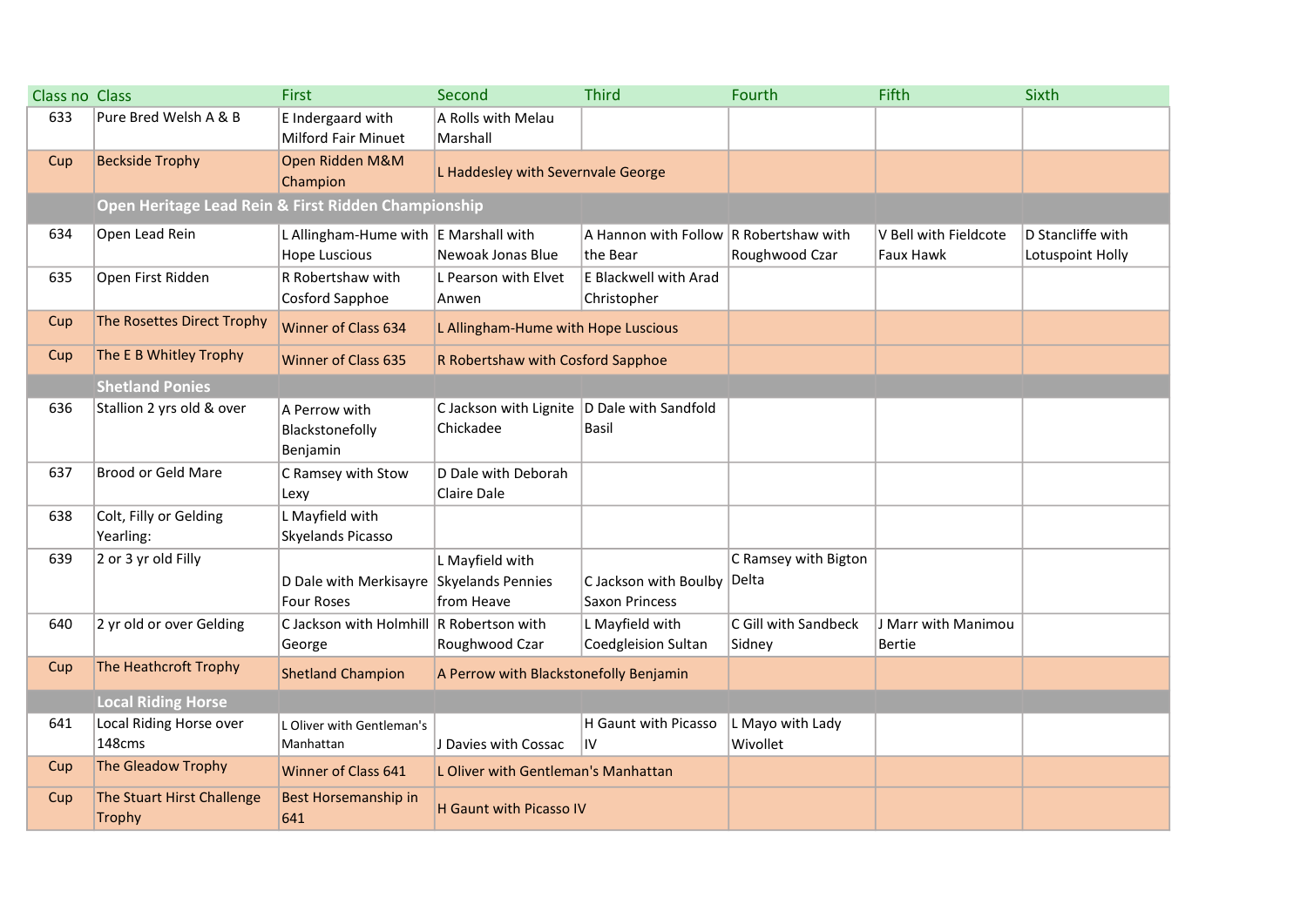| Class no | Class | First | Second | Third | Fourth | Fifth | Sixth |
|---|---|---|---|---|---|---|---|
| 633 | Pure Bred Welsh A & B | E Indergaard with Milford Fair Minuet | A Rolls with Melau Marshall | | | | |
| Cup | Beckside Trophy | Open Ridden M&M Champion | L Haddesley with Severnvale George | | | | |
| | **Open Heritage Lead Rein & First Ridden Championship** | | | | | | |
| 634 | Open Lead Rein | L Allingham-Hume with Hope Luscious | E Marshall with Newoak Jonas Blue | A Hannon with Follow the Bear | R Robertshaw with Roughwood Czar | V Bell with Fieldcote Faux Hawk | D Stancliffe with Lotuspoint Holly |
| 635 | Open First Ridden | R Robertshaw with Cosford Sapphoe | L Pearson with Elvet Anwen | E Blackwell with Arad Christopher | | | |
| Cup | The Rosettes Direct Trophy | Winner of Class 634 | L Allingham-Hume with Hope Luscious | | | | |
| Cup | The E B Whitley Trophy | Winner of Class 635 | R Robertshaw with Cosford Sapphoe | | | | |
| | **Shetland Ponies** | | | | | | |
| 636 | Stallion 2 yrs old & over | A Perrow with Blackstonefolly Benjamin | C Jackson with Lignite Chickadee | D Dale with Sandfold Basil | | | |
| 637 | Brood or Geld Mare | C Ramsey with Stow Lexy | D Dale with Deborah Claire Dale | | | | |
| 638 | Colt, Filly or Gelding Yearling: | L Mayfield with Skyelands Picasso | | | | | |
| 639 | 2 or 3 yr old Filly | D Dale with Merkisayre Four Roses | L Mayfield with Skyelands Pennies from Heave | C Jackson with Boulby Saxon Princess | C Ramsey with Bigton Delta | | |
| 640 | 2 yr old or over Gelding | C Jackson with Holmhill George | R Robertson with Roughwood Czar | L Mayfield with Coedgleision Sultan | C Gill with Sandbeck Sidney | J Marr with Manimou Bertie | |
| Cup | The Heathcroft Trophy | Shetland Champion | A Perrow with Blackstonefolly Benjamin | | | | |
| | **Local Riding Horse** | | | | | | |
| 641 | Local Riding Horse over 148cms | L Oliver with Gentleman's Manhattan | J Davies with Cossac | H Gaunt with Picasso IV | L Mayo with Lady Wivollet | | |
| Cup | The Gleadow Trophy | Winner of Class 641 | L Oliver with Gentleman's Manhattan | | | | |
| Cup | The Stuart Hirst Challenge Trophy | Best Horsemanship in 641 | H Gaunt with Picasso IV | | | | |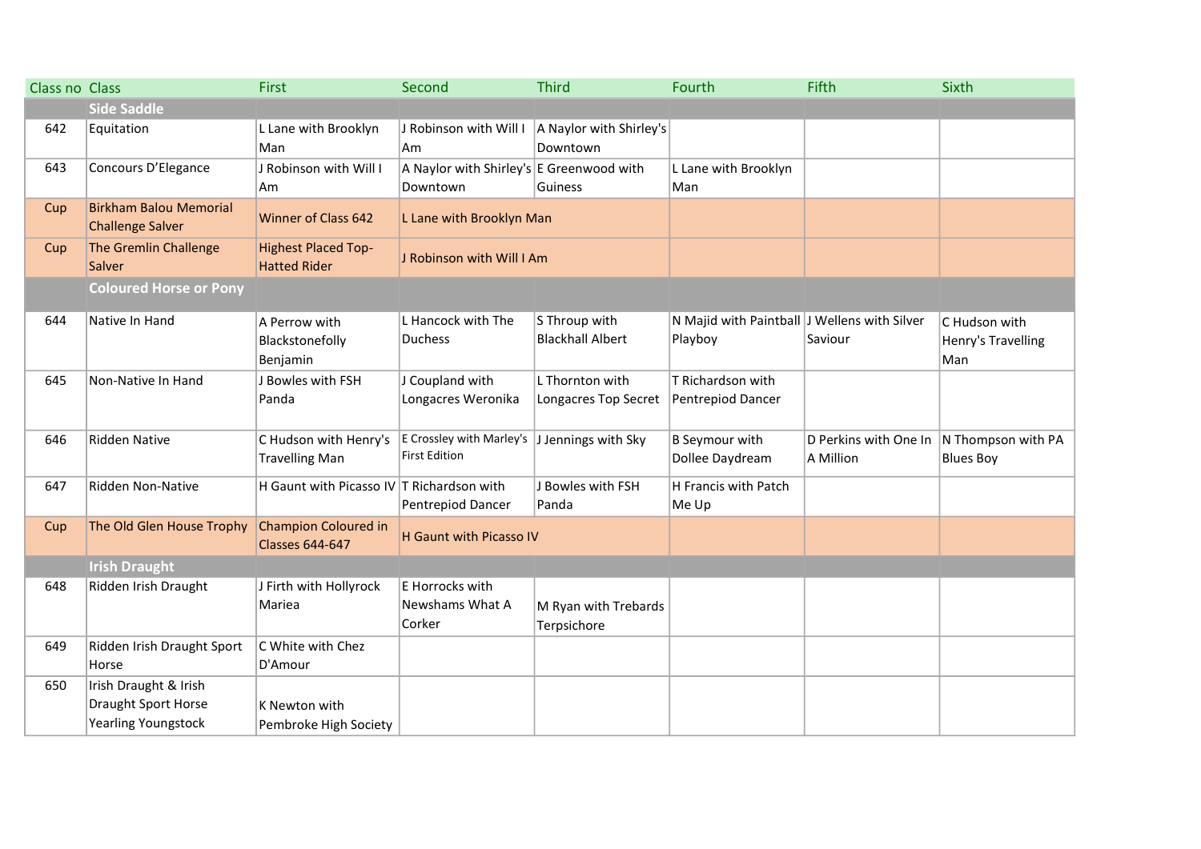| Class no | Class | First | Second | Third | Fourth | Fifth | Sixth |
|---|---|---|---|---|---|---|---|
| | **Side Saddle** | | | | | | |
| 642 | Equitation | L Lane with Brooklyn Man | J Robinson with Will I Am | A Naylor with Shirley's Downtown | | | |
| 643 | Concours D'Elegance | J Robinson with Will I Am | A Naylor with Shirley's Downtown | E Greenwood with Guiness | L Lane with Brooklyn Man | | |
| Cup | Birkham Balou Memorial Challenge Salver | Winner of Class 642 | L Lane with Brooklyn Man | | | | |
| Cup | The Gremlin Challenge Salver | Highest Placed Top-Hatted Rider | J Robinson with Will I Am | | | | |
| | **Coloured Horse or Pony** | | | | | | |
| 644 | Native In Hand | A Perrow with Blackstonefolly Benjamin | L Hancock with The Duchess | S Throup with Blackhall Albert | N Majid with Paintball Playboy | J Wellens with Silver Saviour | C Hudson with Henry's Travelling Man |
| 645 | Non-Native In Hand | J Bowles with FSH Panda | J Coupland with Longacres Weronika | L Thornton with Longacres Top Secret | T Richardson with Pentrepiod Dancer | | |
| 646 | Ridden Native | C Hudson with Henry's Travelling Man | E Crossley with Marley's First Edition | J Jennings with Sky | B Seymour with Dollee Daydream | D Perkins with One In A Million | N Thompson with PA Blues Boy |
| 647 | Ridden Non-Native | H Gaunt with Picasso IV | T Richardson with Pentrepiod Dancer | J Bowles with FSH Panda | H Francis with Patch Me Up | | |
| Cup | The Old Glen House Trophy | Champion Coloured in Classes 644-647 | H Gaunt with Picasso IV | | | | |
| | **Irish Draught** | | | | | | |
| 648 | Ridden Irish Draught | J Firth with Hollyrock Mariea | E Horrocks with Newshams What A Corker | M Ryan with Trebards Terpsichore | | | |
| 649 | Ridden Irish Draught Sport Horse | C White with Chez D'Amour | | | | | |
| 650 | Irish Draught & Irish Draught Sport Horse Yearling Youngstock | K Newton with Pembroke High Society | | | | | |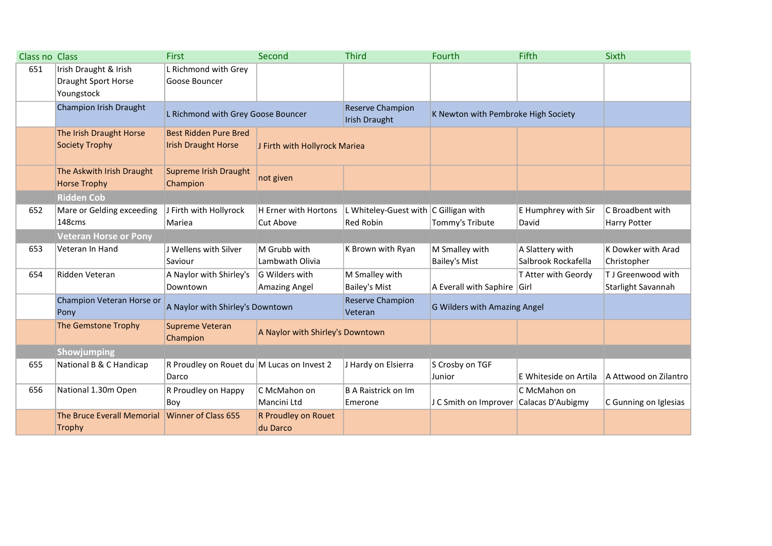| Class no | Class | First | Second | Third | Fourth | Fifth | Sixth |
|---|---|---|---|---|---|---|---|
| 651 | Irish Draught & Irish Draught Sport Horse Youngstock | L Richmond with Grey Goose Bouncer | | | | | |
| | Champion Irish Draught | L Richmond with Grey Goose Bouncer | | Reserve Champion Irish Draught | K Newton with Pembroke High Society | | |
| | The Irish Draught Horse Society Trophy | Best Ridden Pure Bred Irish Draught Horse | J Firth with Hollyrock Mariea | | | | |
| | The Askwith Irish Draught Horse Trophy | Supreme Irish Draught Champion | not given | | | | |
| | **Ridden Cob** | | | | | | |
| 652 | Mare or Gelding exceeding 148cms | J Firth with Hollyrock Mariea | H Erner with Hortons Cut Above | L Whiteley-Guest with Red Robin | C Gilligan with Tommy's Tribute | E Humphrey with Sir David | C Broadbent with Harry Potter |
| | **Veteran Horse or Pony** | | | | | | |
| 653 | Veteran In Hand | J Wellens with Silver Saviour | M Grubb with Lambwath Olivia | K Brown with Ryan | M Smalley with Bailey's Mist | A Slattery with Salbrook Rockafella | K Dowker with Arad Christopher |
| 654 | Ridden Veteran | A Naylor with Shirley's Downtown | G Wilders with Amazing Angel | M Smalley with Bailey's Mist | A Everall with Saphire | T Atter with Geordy Girl | T J Greenwood with Starlight Savannah |
| | Champion Veteran Horse or Pony | A Naylor with Shirley's Downtown | | Reserve Champion Veteran | G Wilders with Amazing Angel | | |
| | The Gemstone Trophy | Supreme Veteran Champion | A Naylor with Shirley's Downtown | | | | |
| | **Showjumping** | | | | | | |
| 655 | National B & C Handicap | R Proudley on Rouet du Darco | M Lucas on Invest 2 | J Hardy on Elsierra | S Crosby on TGF Junior | E Whiteside on Artila | A Attwood on Zilantro |
| 656 | National 1.30m Open | R Proudley on Happy Boy | C McMahon on Mancini Ltd | B A Raistrick on Im Emerone | J C Smith on Improver | C McMahon on Calacas D'Aubigmy | C Gunning on Iglesias |
| | The Bruce Everall Memorial Trophy | Winner of Class 655 | R Proudley on Rouet du Darco | | | | |